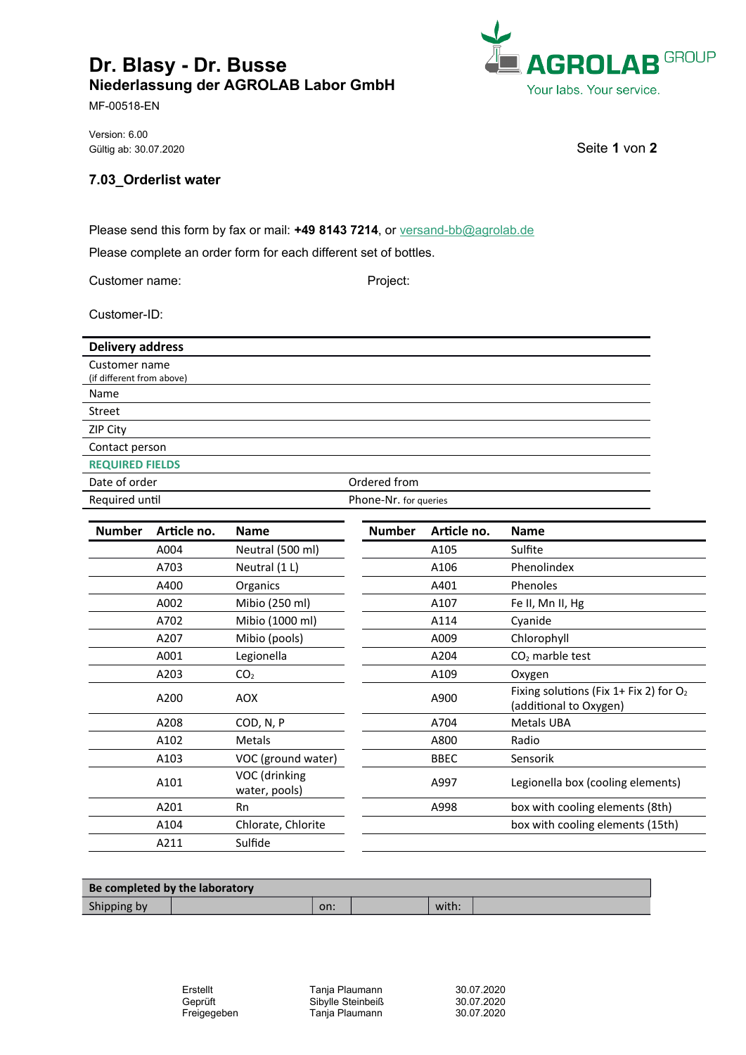# Dr. Blasy - Dr. Busse

**Niederlassung der AGROLAB Labor GmbH**

MF-00518-EN

AGROLAB GROUP
Your labs. Your service.

Version: 6.00
Gültig ab: 30.07.2020

## 7.03_Orderlist water

Please send this form by fax or mail: **+49 8143 7214**, or versand-bb@agrolab.de

Please complete an order form for each different set of bottles.

Customer name: Project:

Customer-ID:

| **Delivery address** | | | |
|---|---|---|---|
| Customer name (if different from above) | | | |
| Name | | | |
| Street | | | |
| ZIP City | | | |
| Contact person | | | |
| **REQUIRED FIELDS** | | | |
| Date of order | | Ordered from | |
| Required until | | Phone-Nr. for queries | |

| Number | Article no. | Name |
|---|---|---|
| | A004 | Neutral (500 ml) |
| | A703 | Neutral (1 L) |
| | A400 | Organics |
| | A002 | Mibio (250 ml) |
| | A702 | Mibio (1000 ml) |
| | A207 | Mibio (pools) |
| | A001 | Legionella |
| | A203 | $CO_2$ |
| | A200 | AOX |
| | A208 | COD, N, P |
| | A102 | Metals |
| | A103 | VOC (ground water) |
| | A101 | VOC (drinking water, pools) |
| | A201 | Rn |
| | A104 | Chlorate, Chlorite |
| | A211 | Sulfide |

| Number | Article no. | Name |
|---|---|---|
| | A105 | Sulfite |
| | A106 | Phenolindex |
| | A401 | Phenoles |
| | A107 | Fe II, Mn II, Hg |
| | A114 | Cyanide |
| | A009 | Chlorophyll |
| | A204 | $CO_2$ marble test |
| | A109 | Oxygen |
| | A900 | Fixing solutions (Fix 1+ Fix 2) for $O_2$ (additional to Oxygen) |
| | A704 | Metals UBA |
| | A800 | Radio |
| | BBEC | Sensorik |
| | A997 | Legionella box (cooling elements) |
| | A998 | box with cooling elements (8th) |
| | | box with cooling elements (15th) |
| | | |

| **Be completed by the laboratory** | | | | | |
|---|---|---|---|---|---|
| Shipping by | | on: | | with: | |

| | | |
|---|---|---|
| Erstellt | Tanja Plaumann | 30.07.2020 |
| Geprüft | Sibylle Steinbeiß | 30.07.2020 |
| Freigegeben | Tanja Plaumann | 30.07.2020 |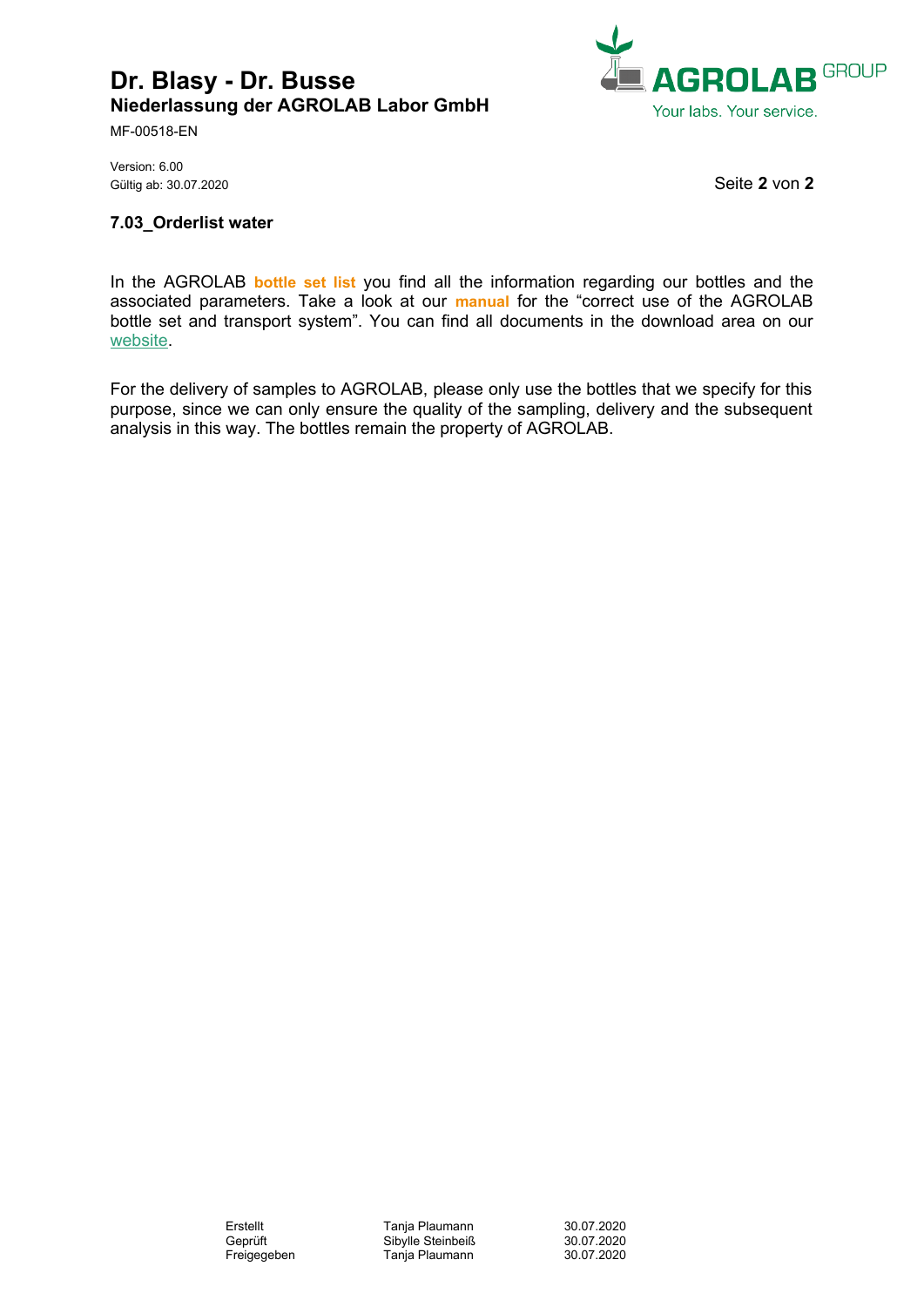### 7.03_Orderlist water

In the AGROLAB **bottle set list** you find all the information regarding our bottles and the associated parameters. Take a look at our **manual** for the “correct use of the AGROLAB bottle set and transport system”. You can find all documents in the download area on our website.

For the delivery of samples to AGROLAB, please only use the bottles that we specify for this purpose, since we can only ensure the quality of the sampling, delivery and the subsequent analysis in this way. The bottles remain the property of AGROLAB.

| | | |
|---|---|---|
| Erstellt | Tanja Plaumann | 30.07.2020 |
| Geprüft | Sibylle Steinbeiß | 30.07.2020 |
| Freigegeben | Tanja Plaumann | 30.07.2020 |